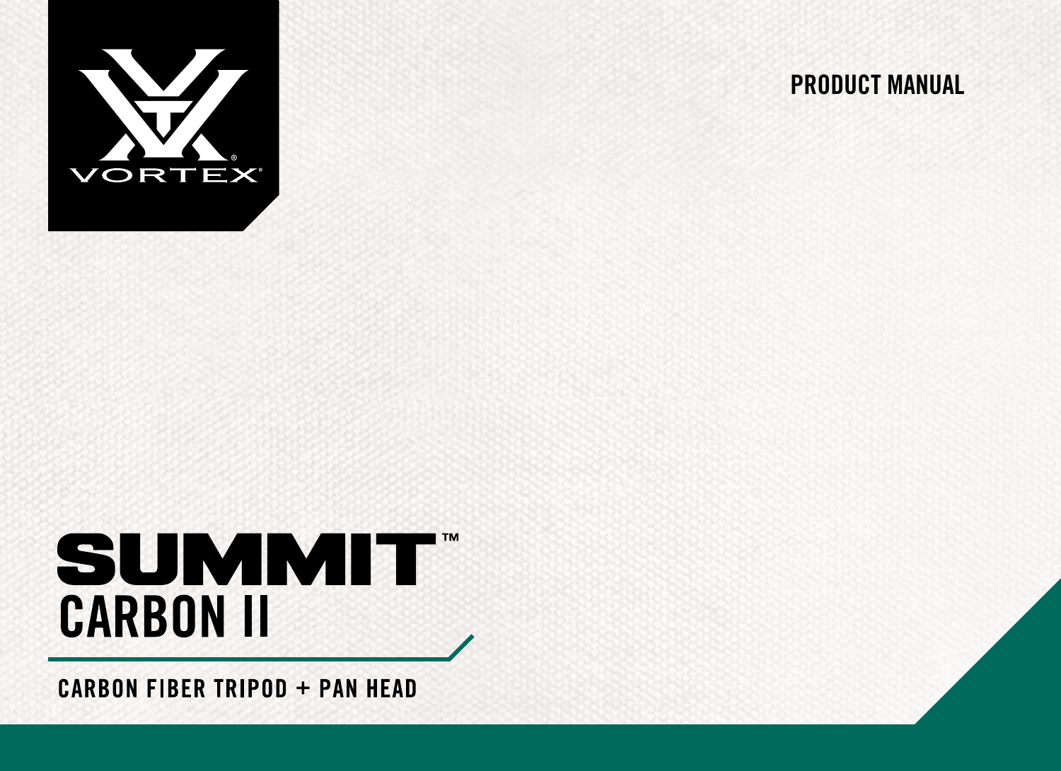VORTEX®

PRODUCT MANUAL

# SUMMIT™

## CARBON II

CARBON FIBER TRIPOD + PAN HEAD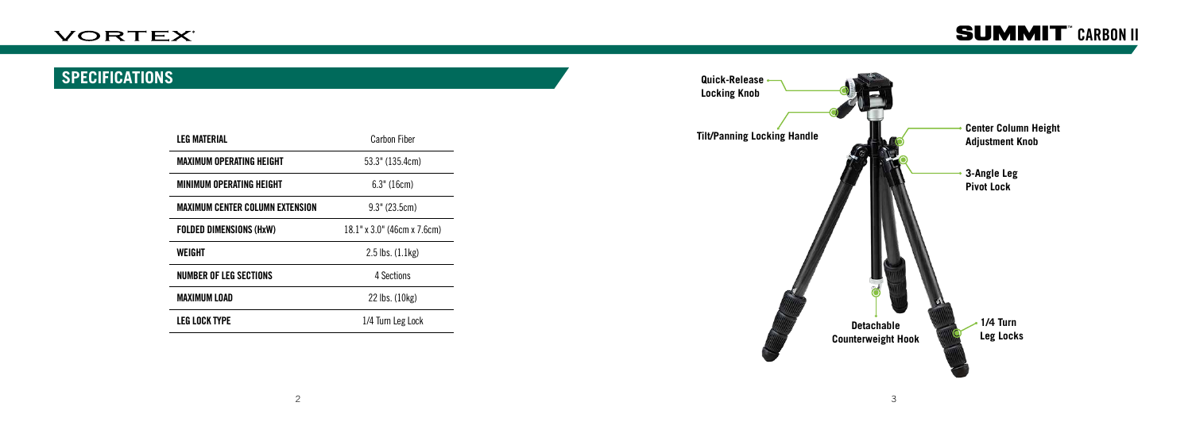## SPECIFICATIONS

| | |
|---|---|
| **LEG MATERIAL** | Carbon Fiber |
| **MAXIMUM OPERATING HEIGHT** | 53.3" (135.4cm) |
| **MINIMUM OPERATING HEIGHT** | 6.3" (16cm) |
| **MAXIMUM CENTER COLUMN EXTENSION** | 9.3" (23.5cm) |
| **FOLDED DIMENSIONS (HxW)** | 18.1" x 3.0" (46cm x 7.6cm) |
| **WEIGHT** | 2.5 lbs. (1.1kg) |
| **NUMBER OF LEG SECTIONS** | 4 Sections |
| **MAXIMUM LOAD** | 22 lbs. (10kg) |
| **LEG LOCK TYPE** | 1/4 Turn Leg Lock |

**Quick-Release Locking Knob**

**Tilt/Panning Locking Handle**

**Center Column Height Adjustment Knob**

**3-Angle Leg Pivot Lock**

**Detachable Counterweight Hook**

**1/4 Turn Leg Locks**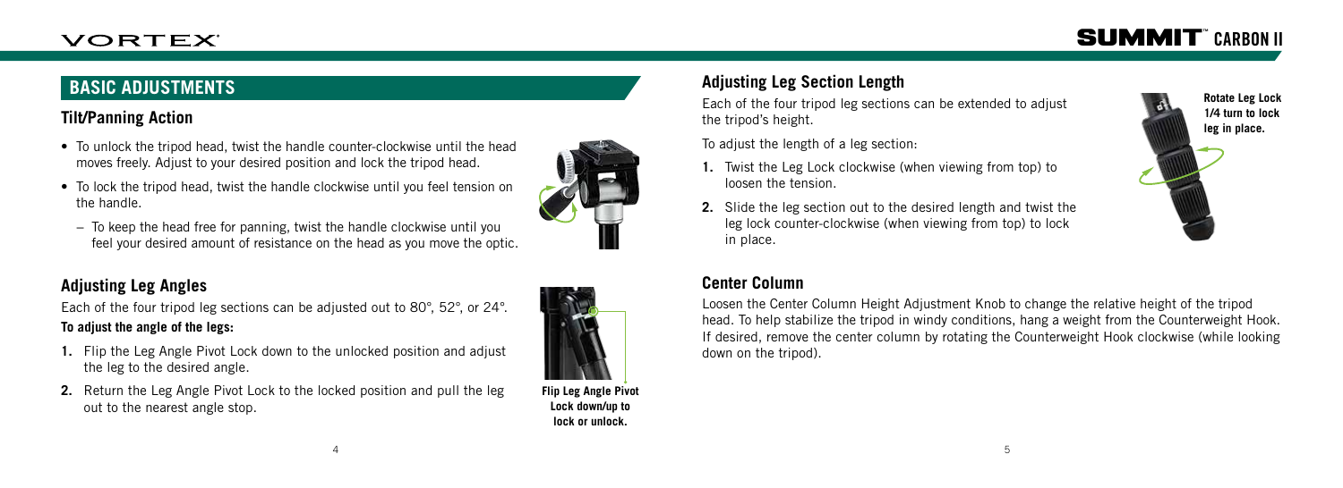## BASIC ADJUSTMENTS

### Tilt/Panning Action

- To unlock the tripod head, twist the handle counter-clockwise until the head moves freely. Adjust to your desired position and lock the tripod head.
- To lock the tripod head, twist the handle clockwise until you feel tension on the handle.
  - To keep the head free for panning, twist the handle clockwise until you feel your desired amount of resistance on the head as you move the optic.

### Adjusting Leg Angles

Each of the four tripod leg sections can be adjusted out to 80°, 52°, or 24°.

**To adjust the angle of the legs:**

1. Flip the Leg Angle Pivot Lock down to the unlocked position and adjust the leg to the desired angle.
2. Return the Leg Angle Pivot Lock to the locked position and pull the leg out to the nearest angle stop.

**Flip Leg Angle Pivot Lock down/up to lock or unlock.**

### Adjusting Leg Section Length

Each of the four tripod leg sections can be extended to adjust the tripod's height.

To adjust the length of a leg section:

1. Twist the Leg Lock clockwise (when viewing from top) to loosen the tension.
2. Slide the leg section out to the desired length and twist the leg lock counter-clockwise (when viewing from top) to lock in place.

**Rotate Leg Lock 1/4 turn to lock leg in place.**

### Center Column

Loosen the Center Column Height Adjustment Knob to change the relative height of the tripod head. To help stabilize the tripod in windy conditions, hang a weight from the Counterweight Hook. If desired, remove the center column by rotating the Counterweight Hook clockwise (while looking down on the tripod).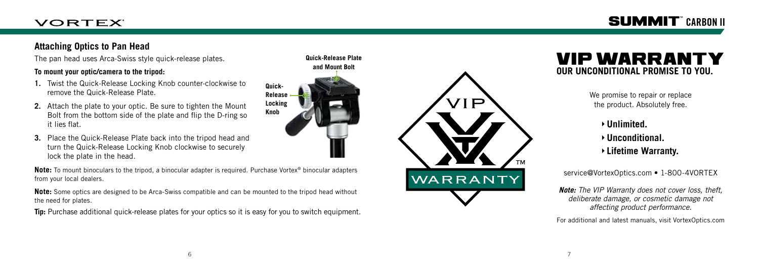## Attaching Optics to Pan Head

The pan head uses Arca-Swiss style quick-release plates.

**To mount your optic/camera to the tripod:**

1. Twist the Quick-Release Locking Knob counter-clockwise to remove the Quick-Release Plate.
2. Attach the plate to your optic. Be sure to tighten the Mount Bolt from the bottom side of the plate and flip the D-ring so it lies flat.
3. Place the Quick-Release Plate back into the tripod head and turn the Quick-Release Locking Knob clockwise to securely lock the plate in the head.

Quick-Release Plate and Mount Bolt

Quick-Release Locking Knob

**Note:** To mount binoculars to the tripod, a binocular adapter is required. Purchase Vortex® binocular adapters from your local dealers.

**Note:** Some optics are designed to be Arca-Swiss compatible and can be mounted to the tripod head without the need for plates.

**Tip:** Purchase additional quick-release plates for your optics so it is easy for you to switch equipment.

# VIP WARRANTY

## OUR UNCONDITIONAL PROMISE TO YOU.

We promise to repair or replace the product. Absolutely free.

- **Unlimited.**
- **Unconditional.**
- **Lifetime Warranty.**

service@VortexOptics.com • 1-800-4VORTEX

***Note:*** *The VIP Warranty does not cover loss, theft, deliberate damage, or cosmetic damage not affecting product performance.*

For additional and latest manuals, visit VortexOptics.com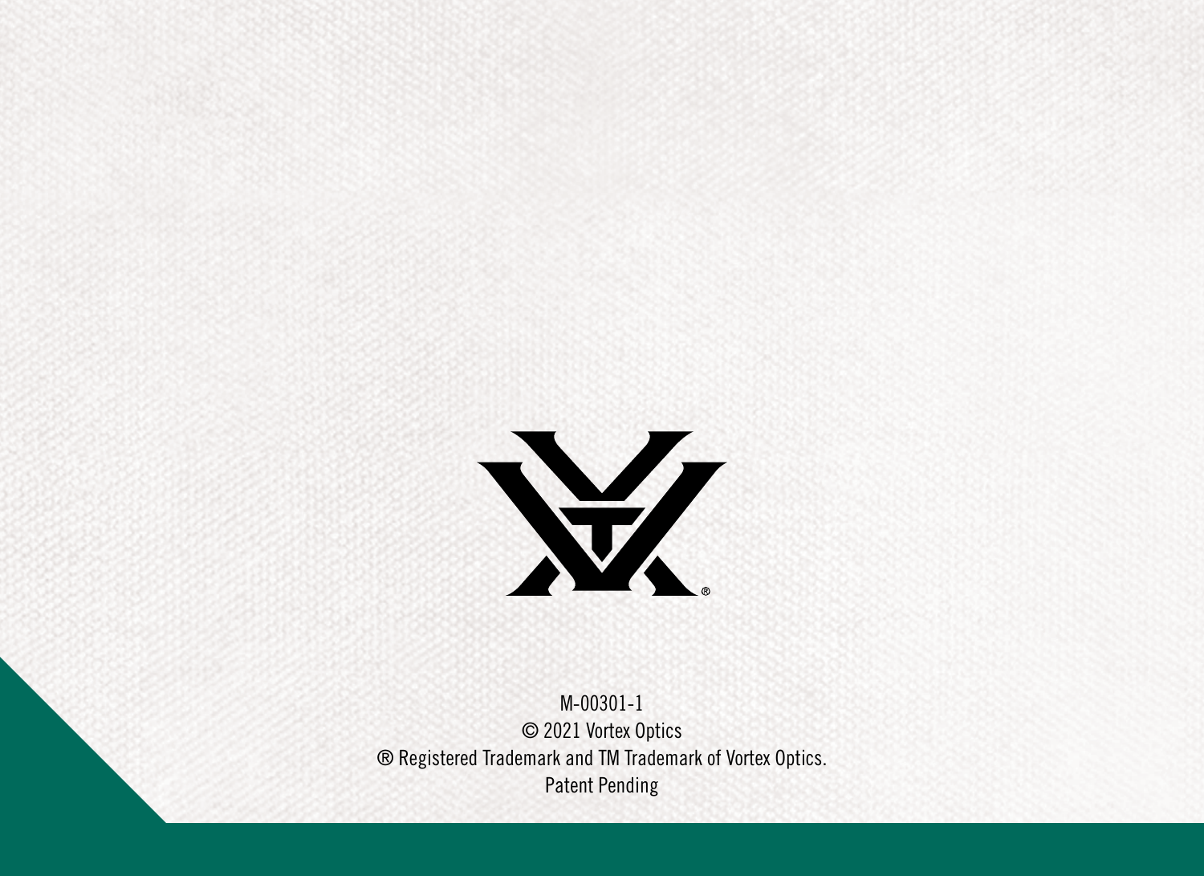M-00301-1

© 2021 Vortex Optics

® Registered Trademark and TM Trademark of Vortex Optics.

Patent Pending